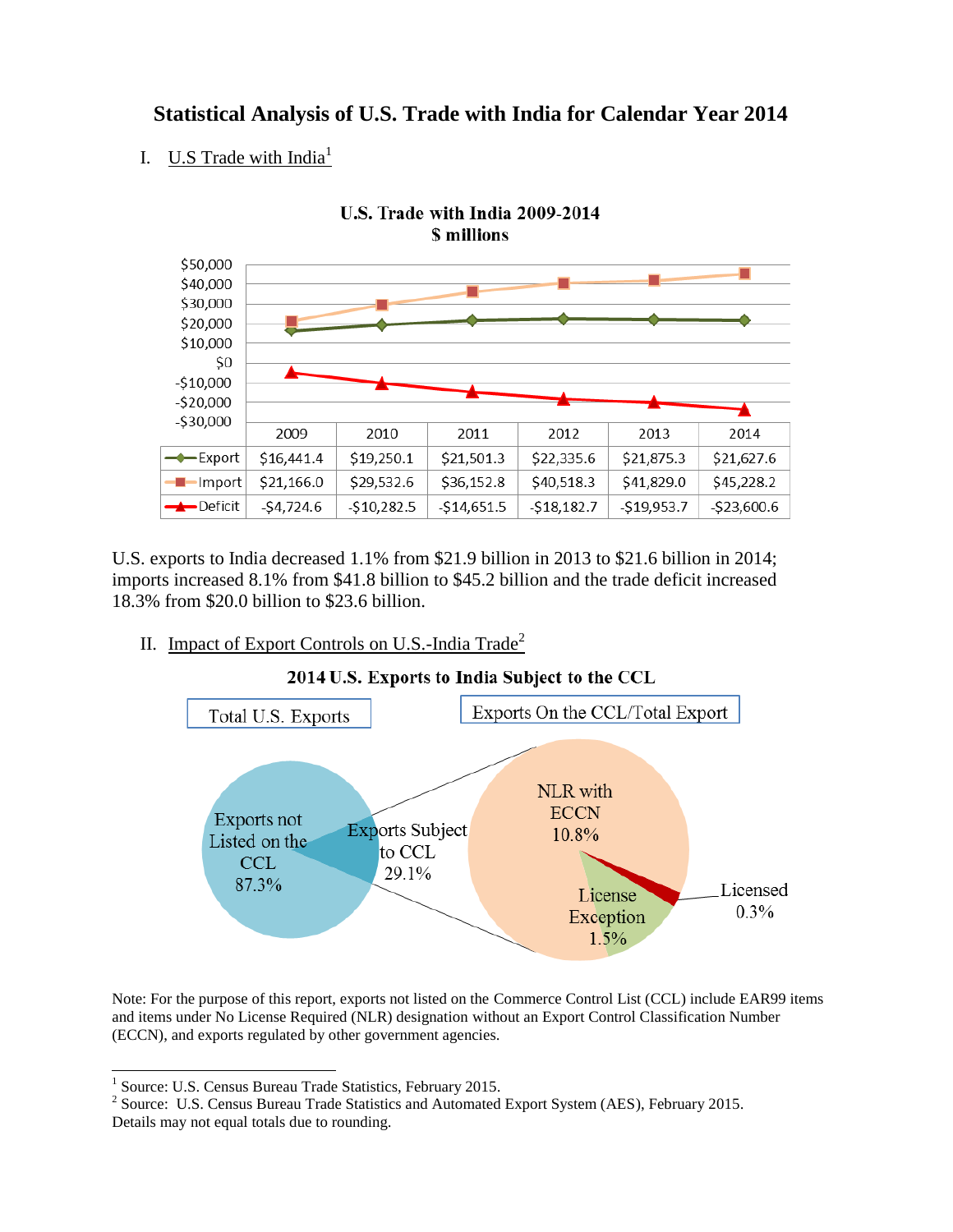# Statistical Analysis of U.S. Trade with India for Calendar Year 2014

## I. U.S Trade with India[1]

**U.S. Trade with India 2009-2014**
**$ millions**

| | 2009 | 2010 | 2011 | 2012 | 2013 | 2014 |
|---|---|---|---|---|---|---|
| Export | $16,441.4 | $19,250.1 | $21,501.3 | $22,335.6 | $21,875.3 | $21,627.6 |
| Import | $21,166.0 | $29,532.6 | $36,152.8 | $40,518.3 | $41,829.0 | $45,228.2 |
| Deficit | -$4,724.6 | -$10,282.5 | -$14,651.5 | -$18,182.7 | -$19,953.7 | -$23,600.6 |

U.S. exports to India decreased 1.1% from $21.9 billion in 2013 to $21.6 billion in 2014; imports increased 8.1% from $41.8 billion to $45.2 billion and the trade deficit increased 18.3% from $20.0 billion to $23.6 billion.

## II. Impact of Export Controls on U.S.-India Trade[2]

**2014 U.S. Exports to India Subject to the CCL**

Total U.S. Exports:
- Exports not Listed on the CCL 87.3%
- Exports Subject to CCL 29.1%

Exports On the CCL/Total Export:
- NLR with ECCN 10.8%
- License Exception 1.5%
- Licensed 0.3%

Note: For the purpose of this report, exports not listed on the Commerce Control List (CCL) include EAR99 items and items under No License Required (NLR) designation without an Export Control Classification Number (ECCN), and exports regulated by other government agencies.

---

[1] Source: U.S. Census Bureau Trade Statistics, February 2015.
[2] Source: U.S. Census Bureau Trade Statistics and Automated Export System (AES), February 2015.
Details may not equal totals due to rounding.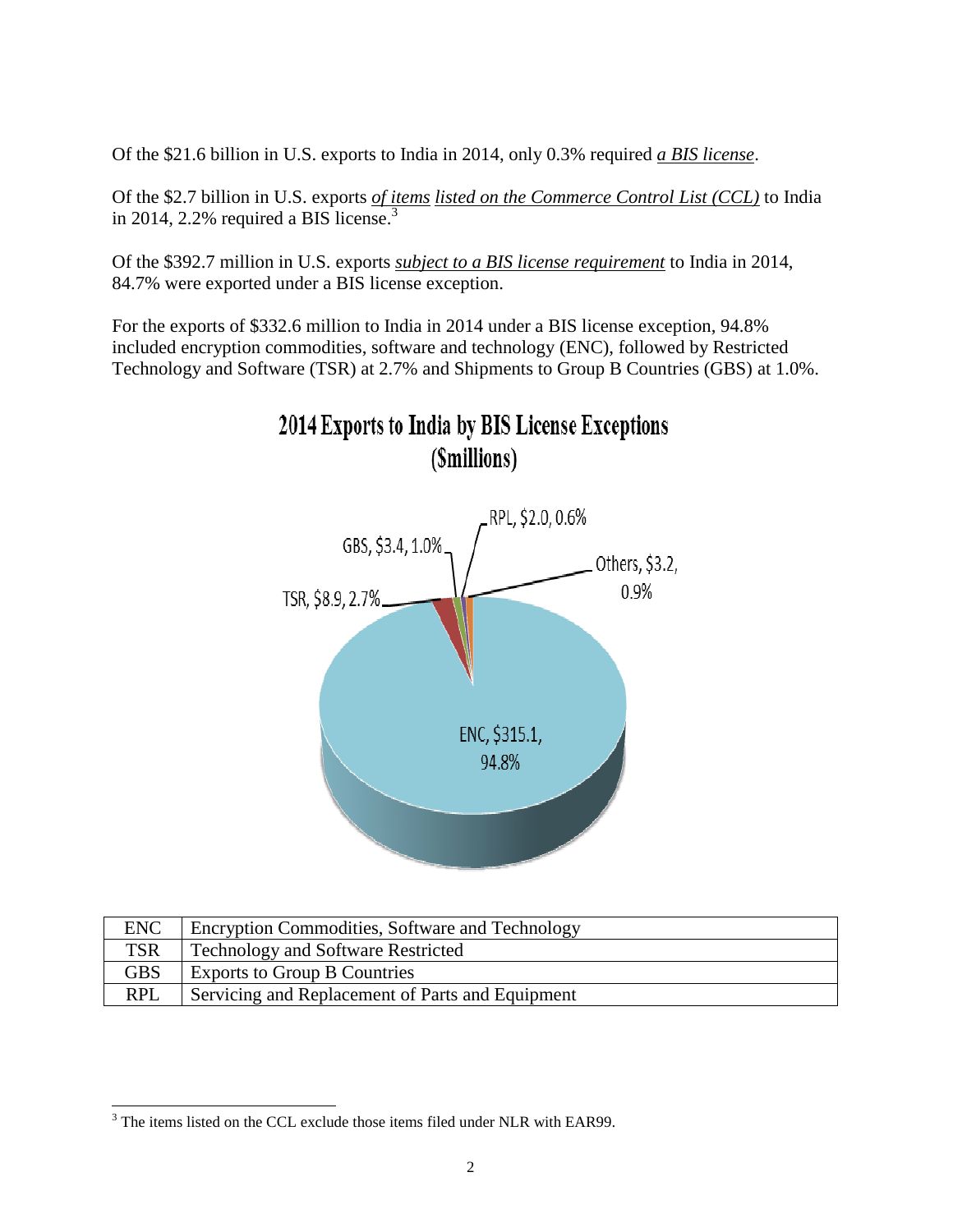Of the \$21.6 billion in U.S. exports to India in 2014, only 0.3% required *__a BIS license__*.

Of the \$2.7 billion in U.S. exports *__of items__* *__listed on the Commerce Control List (CCL)__* to India in 2014, 2.2% required a BIS license.[3]

Of the \$392.7 million in U.S. exports *__subject to a BIS license requirement__* to India in 2014, 84.7% were exported under a BIS license exception.

For the exports of \$332.6 million to India in 2014 under a BIS license exception, 94.8% included encryption commodities, software and technology (ENC), followed by Restricted Technology and Software (TSR) at 2.7% and Shipments to Group B Countries (GBS) at 1.0%.

**2014 Exports to India by BIS License Exceptions (\$millions)**

ENC, \$315.1, 94.8%
TSR, \$8.9, 2.7%
GBS, \$3.4, 1.0%
RPL, \$2.0, 0.6%
Others, \$3.2, 0.9%

| ENC | Encryption Commodities, Software and Technology |
|---|---|
| TSR | Technology and Software Restricted |
| GBS | Exports to Group B Countries |
| RPL | Servicing and Replacement of Parts and Equipment |

[3] The items listed on the CCL exclude those items filed under NLR with EAR99.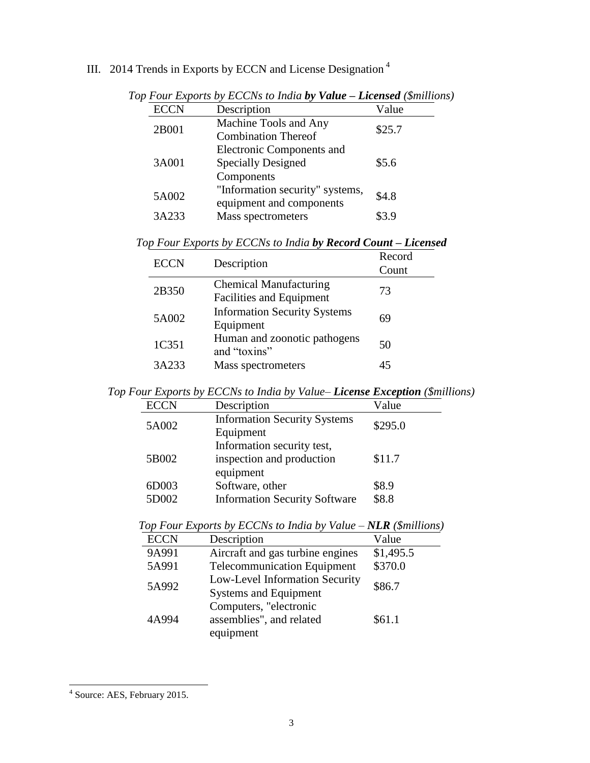## III. 2014 Trends in Exports by ECCN and License Designation [4]

*Top Four Exports by ECCNs to India **by Value – Licensed** ($millions)*

| ECCN | Description | Value |
|---|---|---|
| 2B001 | Machine Tools and Any Combination Thereof | $25.7 |
| 3A001 | Electronic Components and Specially Designed Components | $5.6 |
| 5A002 | "Information security" systems, equipment and components | $4.8 |
| 3A233 | Mass spectrometers | $3.9 |

*Top Four Exports by ECCNs to India **by Record Count – Licensed***

| ECCN | Description | Record Count |
|---|---|---|
| 2B350 | Chemical Manufacturing Facilities and Equipment | 73 |
| 5A002 | Information Security Systems Equipment | 69 |
| 1C351 | Human and zoonotic pathogens and "toxins" | 50 |
| 3A233 | Mass spectrometers | 45 |

*Top Four Exports by ECCNs to India by Value– **License Exception** ($millions)*

| ECCN | Description | Value |
|---|---|---|
| 5A002 | Information Security Systems Equipment | $295.0 |
| 5B002 | Information security test, inspection and production equipment | $11.7 |
| 6D003 | Software, other | $8.9 |
| 5D002 | Information Security Software | $8.8 |

*Top Four Exports by ECCNs to India by Value – **NLR** ($millions)*

| ECCN | Description | Value |
|---|---|---|
| 9A991 | Aircraft and gas turbine engines | $1,495.5 |
| 5A991 | Telecommunication Equipment | $370.0 |
| 5A992 | Low-Level Information Security Systems and Equipment | $86.7 |
| 4A994 | Computers, "electronic assemblies", and related equipment | $61.1 |

[4] Source: AES, February 2015.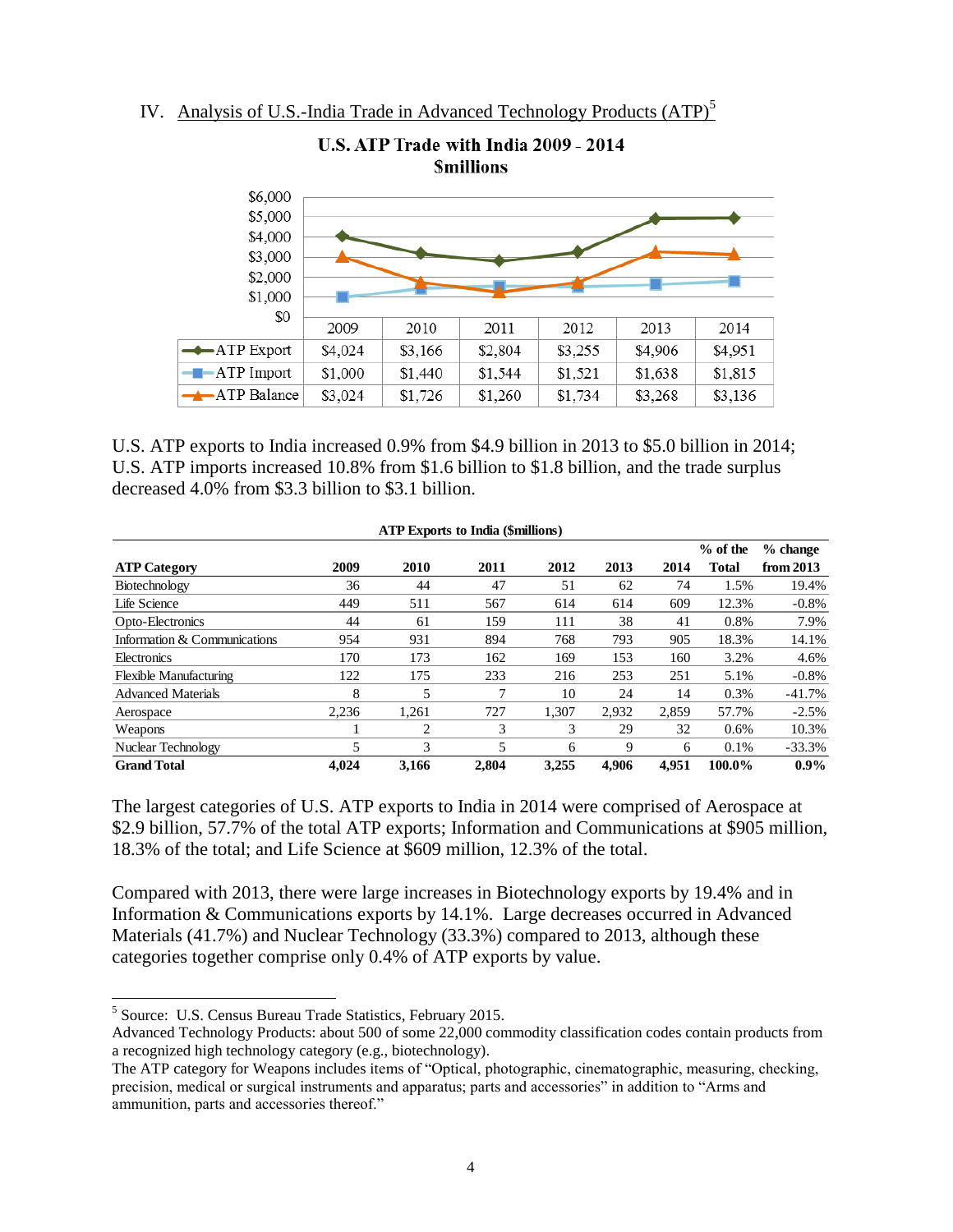## IV. Analysis of U.S.-India Trade in Advanced Technology Products (ATP)[5]

**U.S. ATP Trade with India 2009 - 2014**
**$millions**

| | 2009 | 2010 | 2011 | 2012 | 2013 | 2014 |
|---|---|---|---|---|---|---|
| ATP Export | $4,024 | $3,166 | $2,804 | $3,255 | $4,906 | $4,951 |
| ATP Import | $1,000 | $1,440 | $1,544 | $1,521 | $1,638 | $1,815 |
| ATP Balance | $3,024 | $1,726 | $1,260 | $1,734 | $3,268 | $3,136 |

U.S. ATP exports to India increased 0.9% from $4.9 billion in 2013 to $5.0 billion in 2014; U.S. ATP imports increased 10.8% from $1.6 billion to $1.8 billion, and the trade surplus decreased 4.0% from $3.3 billion to $3.1 billion.

**ATP Exports to India ($millions)**

| ATP Category | 2009 | 2010 | 2011 | 2012 | 2013 | 2014 | % of the Total | % change from 2013 |
|---|---|---|---|---|---|---|---|---|
| Biotechnology | 36 | 44 | 47 | 51 | 62 | 74 | 1.5% | 19.4% |
| Life Science | 449 | 511 | 567 | 614 | 614 | 609 | 12.3% | -0.8% |
| Opto-Electronics | 44 | 61 | 159 | 111 | 38 | 41 | 0.8% | 7.9% |
| Information & Communications | 954 | 931 | 894 | 768 | 793 | 905 | 18.3% | 14.1% |
| Electronics | 170 | 173 | 162 | 169 | 153 | 160 | 3.2% | 4.6% |
| Flexible Manufacturing | 122 | 175 | 233 | 216 | 253 | 251 | 5.1% | -0.8% |
| Advanced Materials | 8 | 5 | 7 | 10 | 24 | 14 | 0.3% | -41.7% |
| Aerospace | 2,236 | 1,261 | 727 | 1,307 | 2,932 | 2,859 | 57.7% | -2.5% |
| Weapons | 1 | 2 | 3 | 3 | 29 | 32 | 0.6% | 10.3% |
| Nuclear Technology | 5 | 3 | 5 | 6 | 9 | 6 | 0.1% | -33.3% |
| **Grand Total** | **4,024** | **3,166** | **2,804** | **3,255** | **4,906** | **4,951** | **100.0%** | **0.9%** |

The largest categories of U.S. ATP exports to India in 2014 were comprised of Aerospace at $2.9 billion, 57.7% of the total ATP exports; Information and Communications at $905 million, 18.3% of the total; and Life Science at $609 million, 12.3% of the total.

Compared with 2013, there were large increases in Biotechnology exports by 19.4% and in Information & Communications exports by 14.1%. Large decreases occurred in Advanced Materials (41.7%) and Nuclear Technology (33.3%) compared to 2013, although these categories together comprise only 0.4% of ATP exports by value.

---

[5] Source: U.S. Census Bureau Trade Statistics, February 2015.
Advanced Technology Products: about 500 of some 22,000 commodity classification codes contain products from a recognized high technology category (e.g., biotechnology).
The ATP category for Weapons includes items of "Optical, photographic, cinematographic, measuring, checking, precision, medical or surgical instruments and apparatus; parts and accessories" in addition to "Arms and ammunition, parts and accessories thereof."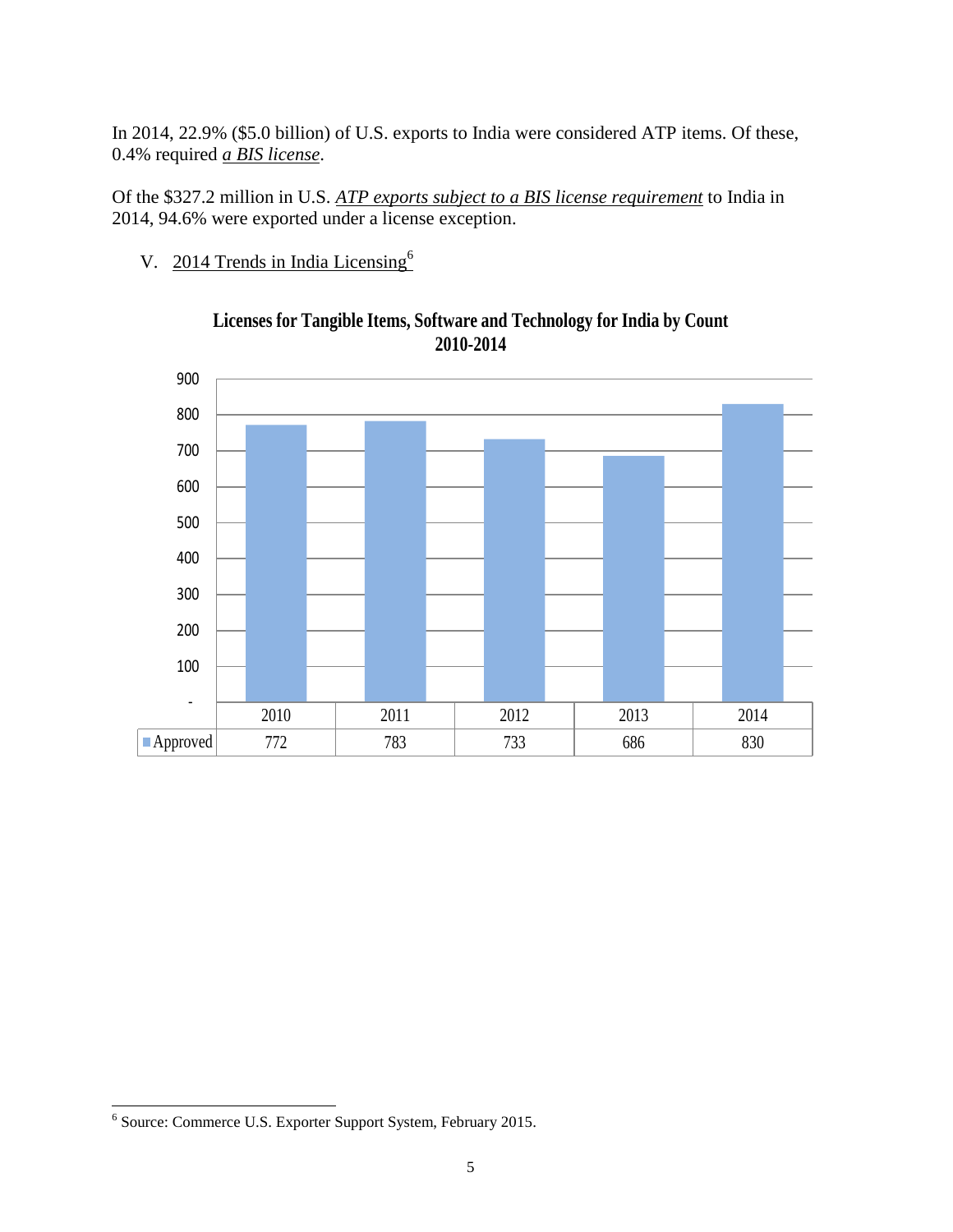In 2014, 22.9% ($5.0 billion) of U.S. exports to India were considered ATP items. Of these, 0.4% required *a BIS license*.

Of the $327.2 million in U.S. *ATP exports subject to a BIS license requirement* to India in 2014, 94.6% were exported under a license exception.

V. 2014 Trends in India Licensing[6]

**Licenses for Tangible Items, Software and Technology for India by Count 2010-2014**

| | 2010 | 2011 | 2012 | 2013 | 2014 |
|---|---|---|---|---|---|
| Approved | 772 | 783 | 733 | 686 | 830 |

[6] Source: Commerce U.S. Exporter Support System, February 2015.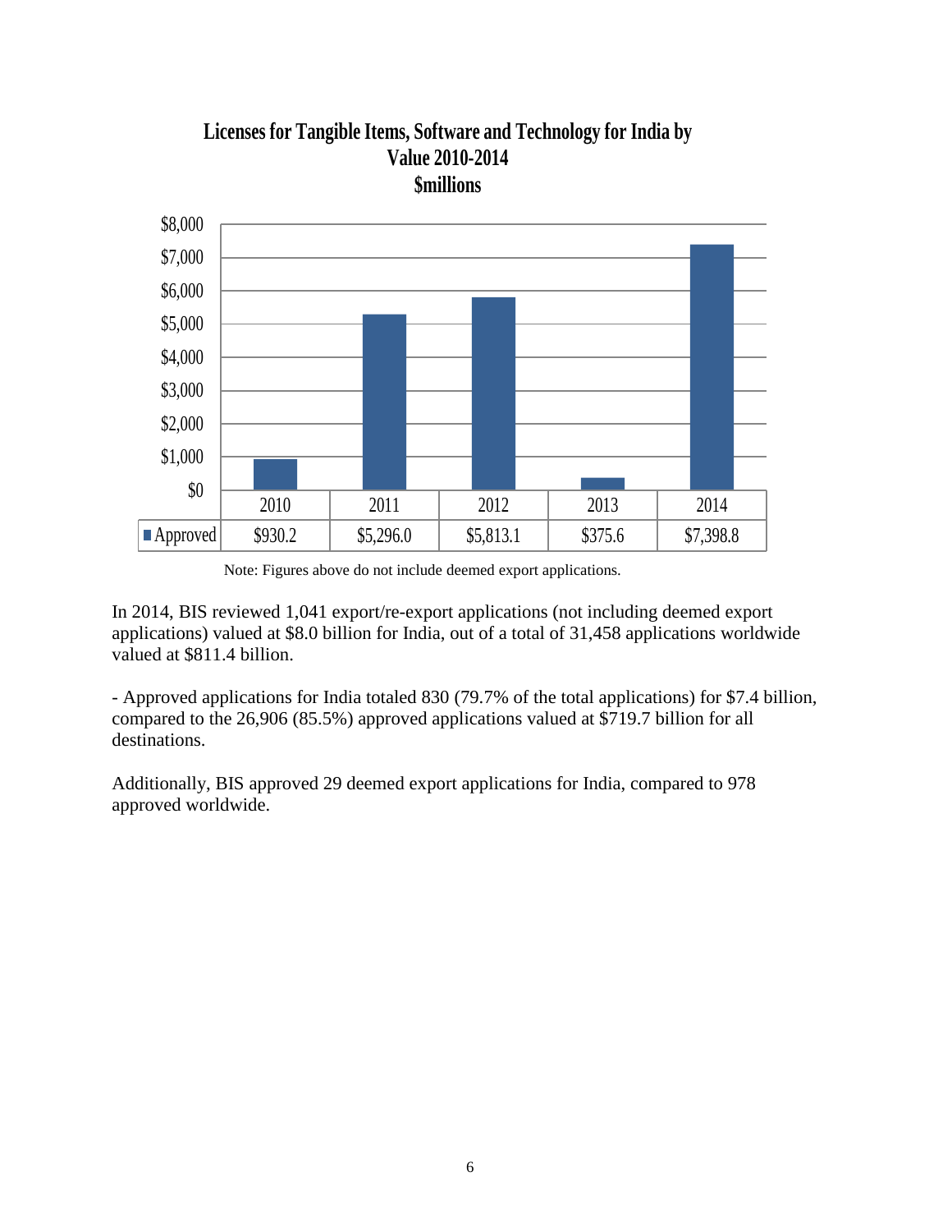**Licenses for Tangible Items, Software and Technology for India by Value 2010-2014**
**$millions**

$8,000
$7,000
$6,000
$5,000
$4,000
$3,000
$2,000
$1,000
$0

2010 2011 2012 2013 2014

Approved $930.2 $5,296.0 $5,813.1 $375.6 $7,398.8

Note: Figures above do not include deemed export applications.

In 2014, BIS reviewed 1,041 export/re-export applications (not including deemed export applications) valued at $8.0 billion for India, out of a total of 31,458 applications worldwide valued at $811.4 billion.

- Approved applications for India totaled 830 (79.7% of the total applications) for $7.4 billion, compared to the 26,906 (85.5%) approved applications valued at $719.7 billion for all destinations.

Additionally, BIS approved 29 deemed export applications for India, compared to 978 approved worldwide.